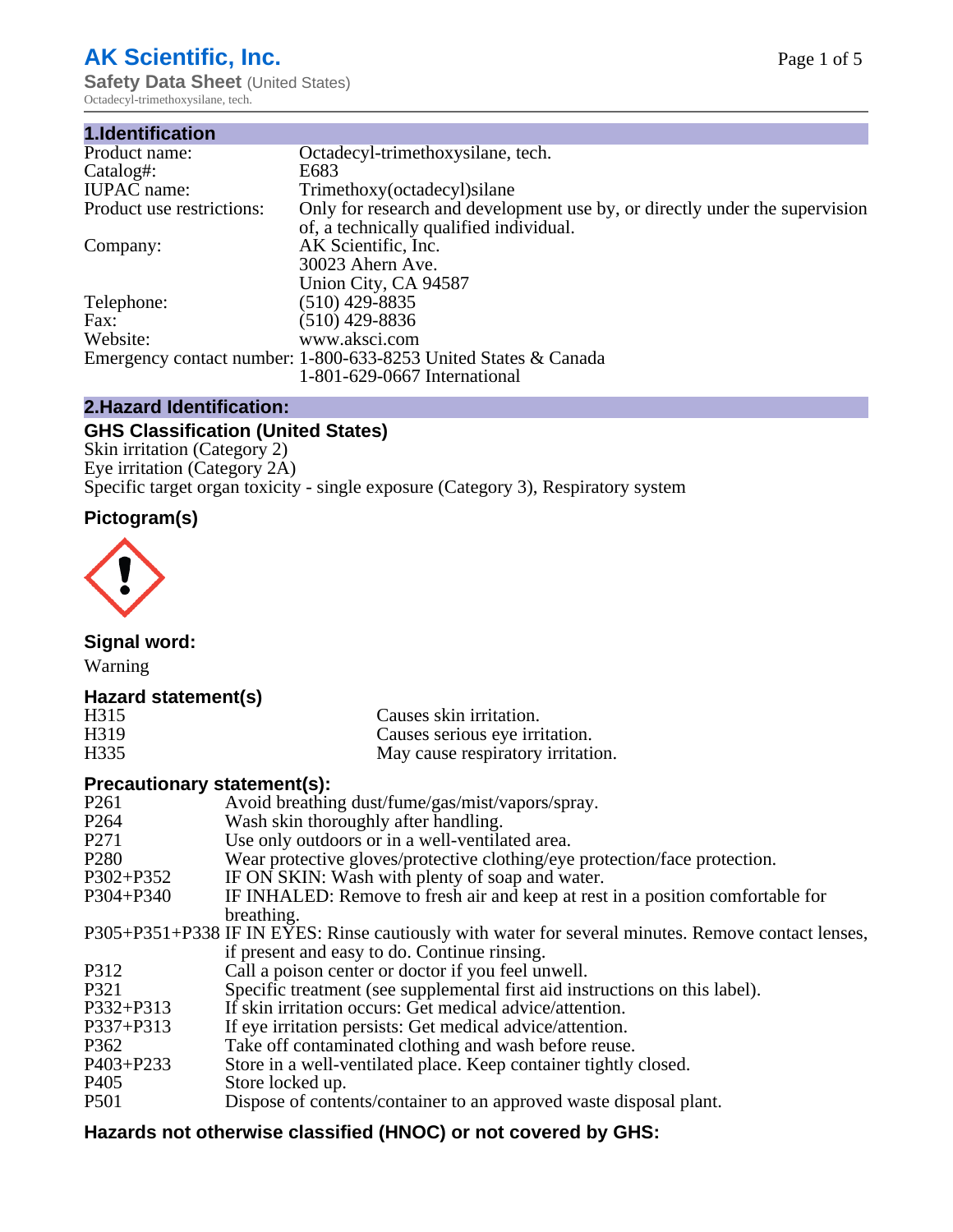# AK Scientific, Inc.

**Safety Data Sheet** (United States)

Octadecyl-trimethoxysilane, tech.

## 1.Identification

| | |
|---|---|
| Product name: | Octadecyl-trimethoxysilane, tech. |
| Catalog#: | E683 |
| IUPAC name: | Trimethoxy(octadecyl)silane |
| Product use restrictions: | Only for research and development use by, or directly under the supervision of, a technically qualified individual. |
| Company: | AK Scientific, Inc.<br>30023 Ahern Ave.<br>Union City, CA 94587 |
| Telephone: | (510) 429-8835 |
| Fax: | (510) 429-8836 |
| Website: | www.aksci.com |
| Emergency contact number: | 1-800-633-8253 United States & Canada<br>1-801-629-0667 International |

## 2.Hazard Identification:

### GHS Classification (United States)

Skin irritation (Category 2)
Eye irritation (Category 2A)
Specific target organ toxicity - single exposure (Category 3), Respiratory system

### Pictogram(s)

### Signal word:

Warning

### Hazard statement(s)

| | |
|---|---|
| H315 | Causes skin irritation. |
| H319 | Causes serious eye irritation. |
| H335 | May cause respiratory irritation. |

### Precautionary statement(s):

| | |
|---|---|
| P261 | Avoid breathing dust/fume/gas/mist/vapors/spray. |
| P264 | Wash skin thoroughly after handling. |
| P271 | Use only outdoors or in a well-ventilated area. |
| P280 | Wear protective gloves/protective clothing/eye protection/face protection. |
| P302+P352 | IF ON SKIN: Wash with plenty of soap and water. |
| P304+P340 | IF INHALED: Remove to fresh air and keep at rest in a position comfortable for breathing. |
| P305+P351+P338 | IF IN EYES: Rinse cautiously with water for several minutes. Remove contact lenses, if present and easy to do. Continue rinsing. |
| P312 | Call a poison center or doctor if you feel unwell. |
| P321 | Specific treatment (see supplemental first aid instructions on this label). |
| P332+P313 | If skin irritation occurs: Get medical advice/attention. |
| P337+P313 | If eye irritation persists: Get medical advice/attention. |
| P362 | Take off contaminated clothing and wash before reuse. |
| P403+P233 | Store in a well-ventilated place. Keep container tightly closed. |
| P405 | Store locked up. |
| P501 | Dispose of contents/container to an approved waste disposal plant. |

### Hazards not otherwise classified (HNOC) or not covered by GHS: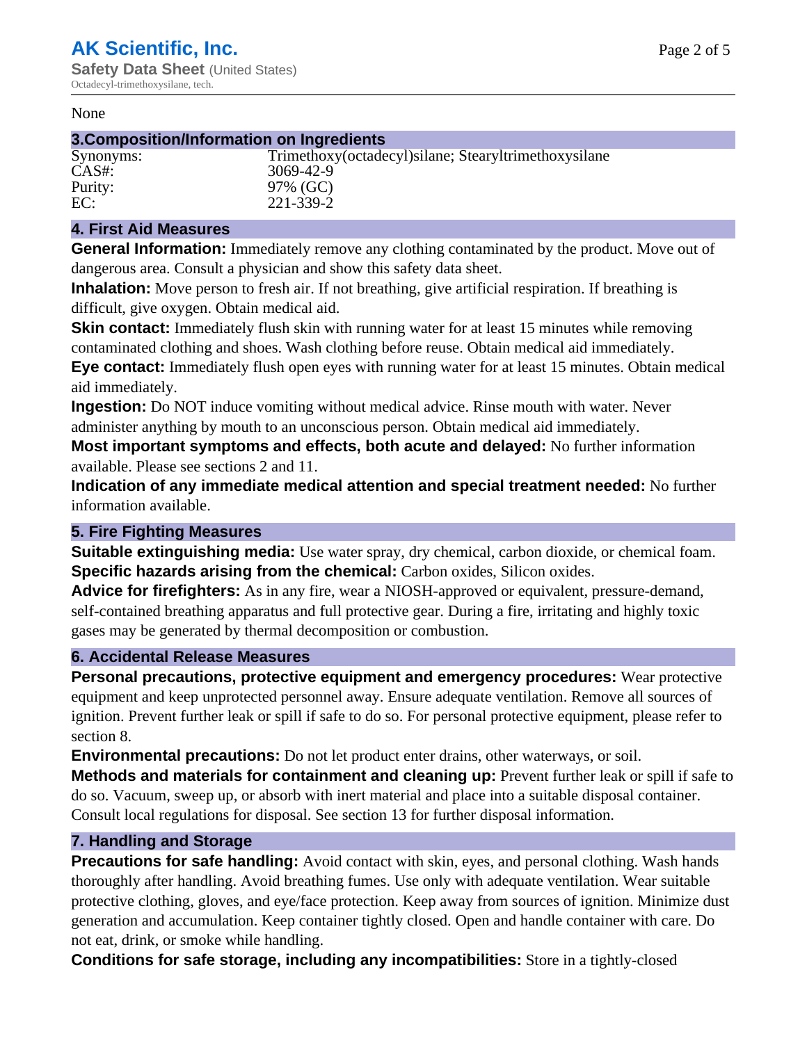None

## 3.Composition/Information on Ingredients

| | |
|---|---|
| Synonyms: | Trimethoxy(octadecyl)silane; Stearyltrimethoxysilane |
| CAS#: | 3069-42-9 |
| Purity: | 97% (GC) |
| EC: | 221-339-2 |

## 4. First Aid Measures

**General Information:** Immediately remove any clothing contaminated by the product. Move out of dangerous area. Consult a physician and show this safety data sheet.

**Inhalation:** Move person to fresh air. If not breathing, give artificial respiration. If breathing is difficult, give oxygen. Obtain medical aid.

**Skin contact:** Immediately flush skin with running water for at least 15 minutes while removing contaminated clothing and shoes. Wash clothing before reuse. Obtain medical aid immediately.

**Eye contact:** Immediately flush open eyes with running water for at least 15 minutes. Obtain medical aid immediately.

**Ingestion:** Do NOT induce vomiting without medical advice. Rinse mouth with water. Never administer anything by mouth to an unconscious person. Obtain medical aid immediately.

**Most important symptoms and effects, both acute and delayed:** No further information available. Please see sections 2 and 11.

**Indication of any immediate medical attention and special treatment needed:** No further information available.

## 5. Fire Fighting Measures

**Suitable extinguishing media:** Use water spray, dry chemical, carbon dioxide, or chemical foam.

**Specific hazards arising from the chemical:** Carbon oxides, Silicon oxides.

**Advice for firefighters:** As in any fire, wear a NIOSH-approved or equivalent, pressure-demand, self-contained breathing apparatus and full protective gear. During a fire, irritating and highly toxic gases may be generated by thermal decomposition or combustion.

## 6. Accidental Release Measures

**Personal precautions, protective equipment and emergency procedures:** Wear protective equipment and keep unprotected personnel away. Ensure adequate ventilation. Remove all sources of ignition. Prevent further leak or spill if safe to do so. For personal protective equipment, please refer to section 8.

**Environmental precautions:** Do not let product enter drains, other waterways, or soil.

**Methods and materials for containment and cleaning up:** Prevent further leak or spill if safe to do so. Vacuum, sweep up, or absorb with inert material and place into a suitable disposal container. Consult local regulations for disposal. See section 13 for further disposal information.

## 7. Handling and Storage

**Precautions for safe handling:** Avoid contact with skin, eyes, and personal clothing. Wash hands thoroughly after handling. Avoid breathing fumes. Use only with adequate ventilation. Wear suitable protective clothing, gloves, and eye/face protection. Keep away from sources of ignition. Minimize dust generation and accumulation. Keep container tightly closed. Open and handle container with care. Do not eat, drink, or smoke while handling.

**Conditions for safe storage, including any incompatibilities:** Store in a tightly-closed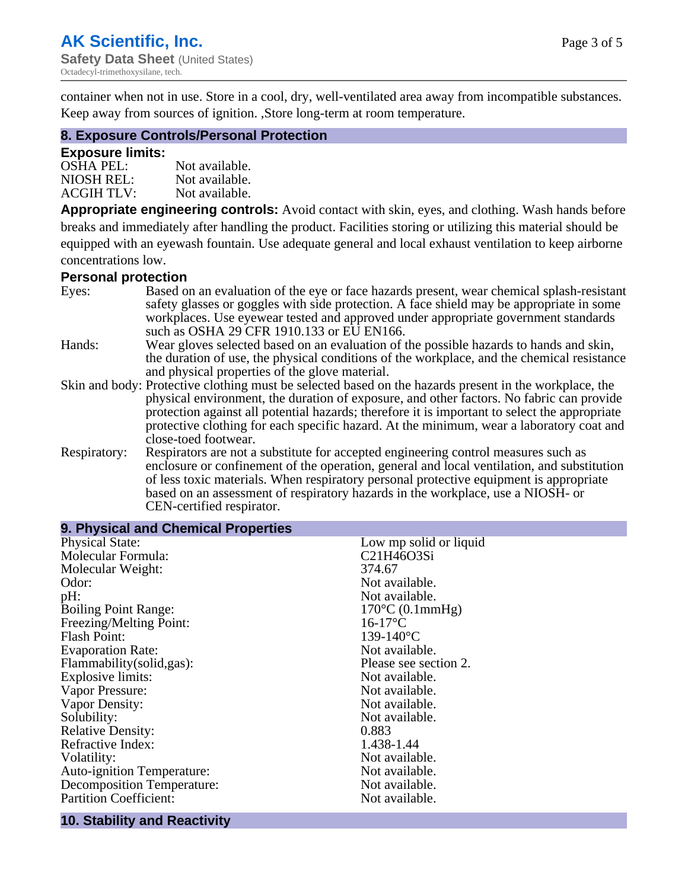container when not in use. Store in a cool, dry, well-ventilated area away from incompatible substances. Keep away from sources of ignition. ,Store long-term at room temperature.

## 8. Exposure Controls/Personal Protection

### Exposure limits:

| | |
|---|---|
| OSHA PEL: | Not available. |
| NIOSH REL: | Not available. |
| ACGIH TLV: | Not available. |

**Appropriate engineering controls:** Avoid contact with skin, eyes, and clothing. Wash hands before breaks and immediately after handling the product. Facilities storing or utilizing this material should be equipped with an eyewash fountain. Use adequate general and local exhaust ventilation to keep airborne concentrations low.

### Personal protection

| | |
|---|---|
| Eyes: | Based on an evaluation of the eye or face hazards present, wear chemical splash-resistant safety glasses or goggles with side protection. A face shield may be appropriate in some workplaces. Use eyewear tested and approved under appropriate government standards such as OSHA 29 CFR 1910.133 or EU EN166. |
| Hands: | Wear gloves selected based on an evaluation of the possible hazards to hands and skin, the duration of use, the physical conditions of the workplace, and the chemical resistance and physical properties of the glove material. |
| Skin and body: | Protective clothing must be selected based on the hazards present in the workplace, the physical environment, the duration of exposure, and other factors. No fabric can provide protection against all potential hazards; therefore it is important to select the appropriate protective clothing for each specific hazard. At the minimum, wear a laboratory coat and close-toed footwear. |
| Respiratory: | Respirators are not a substitute for accepted engineering control measures such as enclosure or confinement of the operation, general and local ventilation, and substitution of less toxic materials. When respiratory personal protective equipment is appropriate based on an assessment of respiratory hazards in the workplace, use a NIOSH- or CEN-certified respirator. |

## 9. Physical and Chemical Properties

| | |
|---|---|
| Physical State: | Low mp solid or liquid |
| Molecular Formula: | C21H46O3Si |
| Molecular Weight: | 374.67 |
| Odor: | Not available. |
| pH: | Not available. |
| Boiling Point Range: | 170°C (0.1mmHg) |
| Freezing/Melting Point: | 16-17°C |
| Flash Point: | 139-140°C |
| Evaporation Rate: | Not available. |
| Flammability(solid,gas): | Please see section 2. |
| Explosive limits: | Not available. |
| Vapor Pressure: | Not available. |
| Vapor Density: | Not available. |
| Solubility: | Not available. |
| Relative Density: | 0.883 |
| Refractive Index: | 1.438-1.44 |
| Volatility: | Not available. |
| Auto-ignition Temperature: | Not available. |
| Decomposition Temperature: | Not available. |
| Partition Coefficient: | Not available. |

## 10. Stability and Reactivity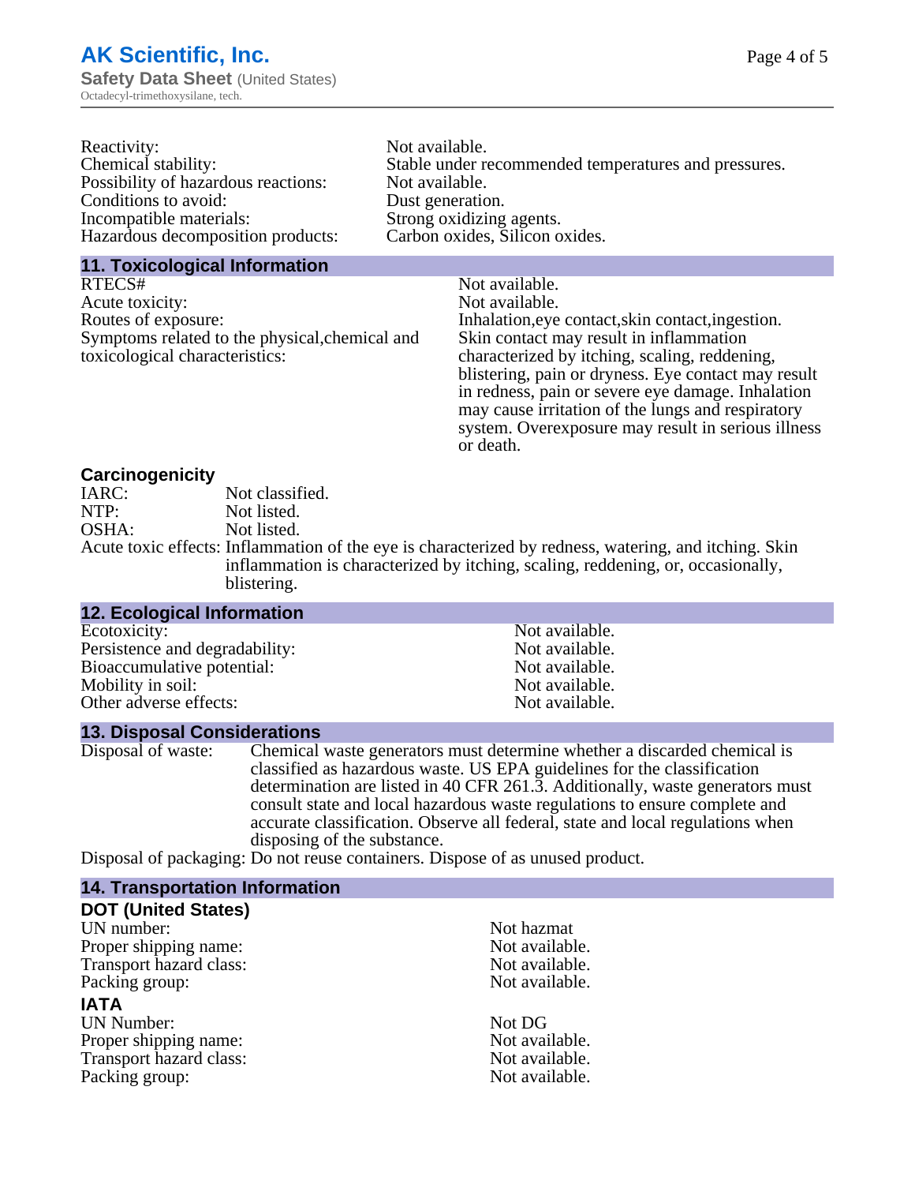| | |
|---|---|
| Reactivity: | Not available. |
| Chemical stability: | Stable under recommended temperatures and pressures. |
| Possibility of hazardous reactions: | Not available. |
| Conditions to avoid: | Dust generation. |
| Incompatible materials: | Strong oxidizing agents. |
| Hazardous decomposition products: | Carbon oxides, Silicon oxides. |

## 11. Toxicological Information

| | |
|---|---|
| RTECS# | Not available. |
| Acute toxicity: | Not available. |
| Routes of exposure: | Inhalation,eye contact,skin contact,ingestion. |
| Symptoms related to the physical,chemical and toxicological characteristics: | Skin contact may result in inflammation characterized by itching, scaling, reddening, blistering, pain or dryness. Eye contact may result in redness, pain or severe eye damage. Inhalation may cause irritation of the lungs and respiratory system. Overexposure may result in serious illness or death. |

### Carcinogenicity

| | |
|---|---|
| IARC: | Not classified. |
| NTP: | Not listed. |
| OSHA: | Not listed. |
| Acute toxic effects: | Inflammation of the eye is characterized by redness, watering, and itching. Skin inflammation is characterized by itching, scaling, reddening, or, occasionally, blistering. |

## 12. Ecological Information

| | |
|---|---|
| Ecotoxicity: | Not available. |
| Persistence and degradability: | Not available. |
| Bioaccumulative potential: | Not available. |
| Mobility in soil: | Not available. |
| Other adverse effects: | Not available. |

## 13. Disposal Considerations

| | |
|---|---|
| Disposal of waste: | Chemical waste generators must determine whether a discarded chemical is classified as hazardous waste. US EPA guidelines for the classification determination are listed in 40 CFR 261.3. Additionally, waste generators must consult state and local hazardous waste regulations to ensure complete and accurate classification. Observe all federal, state and local regulations when disposing of the substance. |
| Disposal of packaging: | Do not reuse containers. Dispose of as unused product. |

## 14. Transportation Information

### DOT (United States)

| | |
|---|---|
| UN number: | Not hazmat |
| Proper shipping name: | Not available. |
| Transport hazard class: | Not available. |
| Packing group: | Not available. |

### IATA

| | |
|---|---|
| UN Number: | Not DG |
| Proper shipping name: | Not available. |
| Transport hazard class: | Not available. |
| Packing group: | Not available. |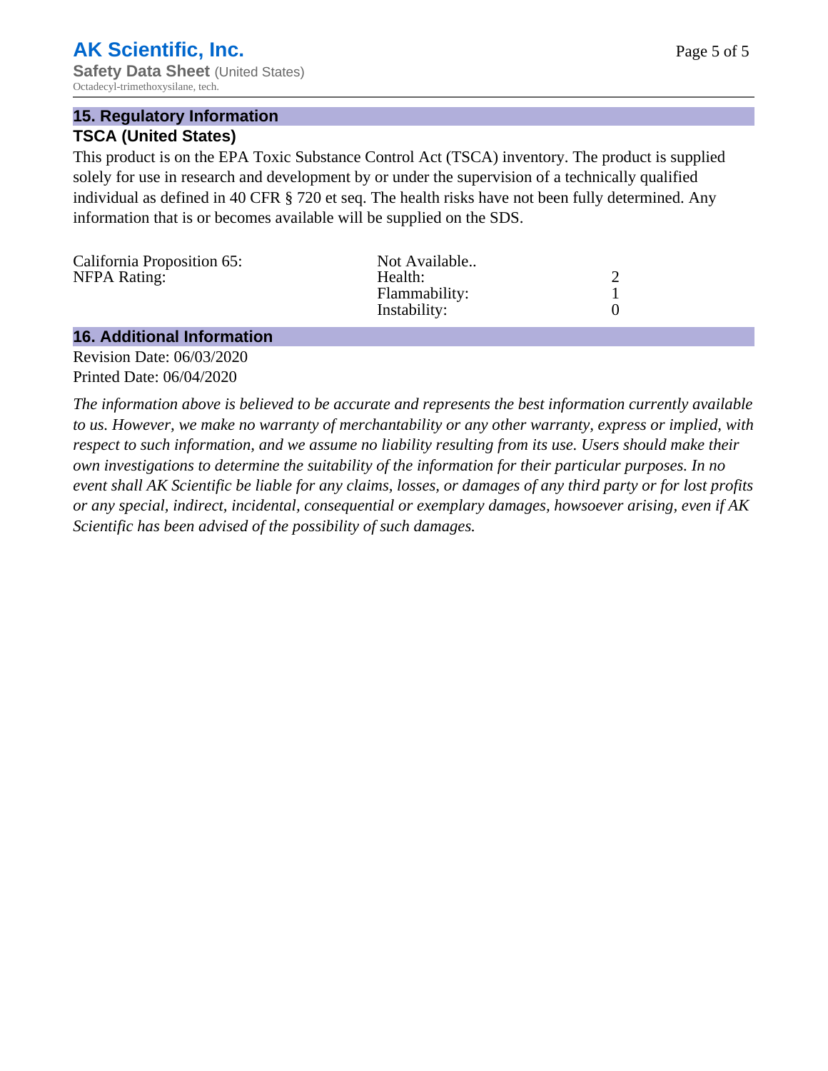## 15. Regulatory Information

### TSCA (United States)

This product is on the EPA Toxic Substance Control Act (TSCA) inventory. The product is supplied solely for use in research and development by or under the supervision of a technically qualified individual as defined in 40 CFR § 720 et seq. The health risks have not been fully determined. Any information that is or becomes available will be supplied on the SDS.

| | | |
|---|---|---|
| California Proposition 65: | Not Available.. | |
| NFPA Rating: | Health: | 2 |
| | Flammability: | 1 |
| | Instability: | 0 |

## 16. Additional Information

Revision Date: 06/03/2020
Printed Date: 06/04/2020

*The information above is believed to be accurate and represents the best information currently available to us. However, we make no warranty of merchantability or any other warranty, express or implied, with respect to such information, and we assume no liability resulting from its use. Users should make their own investigations to determine the suitability of the information for their particular purposes. In no event shall AK Scientific be liable for any claims, losses, or damages of any third party or for lost profits or any special, indirect, incidental, consequential or exemplary damages, howsoever arising, even if AK Scientific has been advised of the possibility of such damages.*